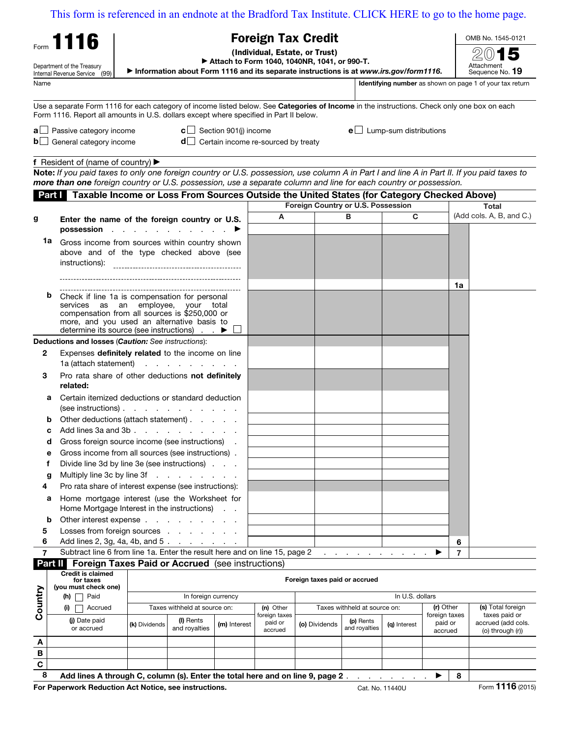This form is referenced in an endnote at the Bradford Tax Institute. CLICK HERE to go to the home page.

Form **1116**

Department of the Treasury
Internal Revenue Service (99)

# Foreign Tax Credit

**(Individual, Estate, or Trust)**

▶ Attach to Form 1040, 1040NR, 1041, or 990-T.

▶ Information about Form 1116 and its separate instructions is at *www.irs.gov/form1116*.

OMB No. 1545-0121

2015

Attachment Sequence No. **19**

Name | **Identifying number** as shown on page 1 of your tax return

Use a separate Form 1116 for each category of income listed below. See **Categories of Income** in the instructions. Check only one box on each Form 1116. Report all amounts in U.S. dollars except where specified in Part II below.

- **a** ☐ Passive category income
- **b** ☐ General category income
- **c** ☐ Section 901(j) income
- **d** ☐ Certain income re-sourced by treaty
- **e** ☐ Lump-sum distributions

**f** Resident of (name of country) ▶

**Note:** *If you paid taxes to only one foreign country or U.S. possession, use column A in Part I and line A in Part II. If you paid taxes to* ***more than one*** *foreign country or U.S. possession, use a separate column and line for each country or possession.*

## Part I Taxable Income or Loss From Sources Outside the United States (for Category Checked Above)

| | | Foreign Country or U.S. Possession | | | | Total |
|---|---|---|---|---|---|---|
| | | A | B | C | | (Add cols. A, B, and C.) |
| **g** | **Enter the name of the foreign country or U.S. possession** ▶ | | | | | |
| **1a** | Gross income from sources within country shown above and of the type checked above (see instructions): | | | | **1a** | |
| **b** | Check if line 1a is compensation for personal services as an employee, your total compensation from all sources is $250,000 or more, and you used an alternative basis to determine its source (see instructions) ▶ ☐ | | | | | |
| | **Deductions and losses** (***Caution:*** *See instructions*): | | | | | |
| **2** | Expenses **definitely related** to the income on line 1a (attach statement) | | | | | |
| **3** | Pro rata share of other deductions **not definitely related:** | | | | | |
| **a** | Certain itemized deductions or standard deduction (see instructions) | | | | | |
| **b** | Other deductions (attach statement) | | | | | |
| **c** | Add lines 3a and 3b | | | | | |
| **d** | Gross foreign source income (see instructions) | | | | | |
| **e** | Gross income from all sources (see instructions) | | | | | |
| **f** | Divide line 3d by line 3e (see instructions) | | | | | |
| **g** | Multiply line 3c by line 3f | | | | | |
| **4** | Pro rata share of interest expense (see instructions): | | | | | |
| **a** | Home mortgage interest (use the Worksheet for Home Mortgage Interest in the instructions) | | | | | |
| **b** | Other interest expense | | | | | |
| **5** | Losses from foreign sources | | | | | |
| **6** | Add lines 2, 3g, 4a, 4b, and 5 | | | | **6** | |
| **7** | Subtract line 6 from line 1a. Enter the result here and on line 15, page 2 ▶ | | | | **7** | |

## Part II Foreign Taxes Paid or Accrued (see instructions)

| Country | Credit is claimed for taxes (you must check one) (h) ☐ Paid (i) ☐ Accrued | Foreign taxes paid or accrued | | | | | | | | |
|---|---|---|---|---|---|---|---|---|---|---|
| | | In foreign currency | | | | In U.S. dollars | | | | |
| | | Taxes withheld at source on: | | | (n) Other foreign taxes paid or accrued | Taxes withheld at source on: | | | (r) Other foreign taxes paid or accrued | (s) Total foreign taxes paid or accrued (add cols. (o) through (r)) |
| | (j) Date paid or accrued | (k) Dividends | (l) Rents and royalties | (m) Interest | | (o) Dividends | (p) Rents and royalties | (q) Interest | | |
| **A** | | | | | | | | | | |
| **B** | | | | | | | | | | |
| **C** | | | | | | | | | | |

**8** **Add lines A through C, column (s). Enter the total here and on line 9, page 2** ▶ **8**

**For Paperwork Reduction Act Notice, see instructions.** Cat. No. 11440U Form **1116** (2015)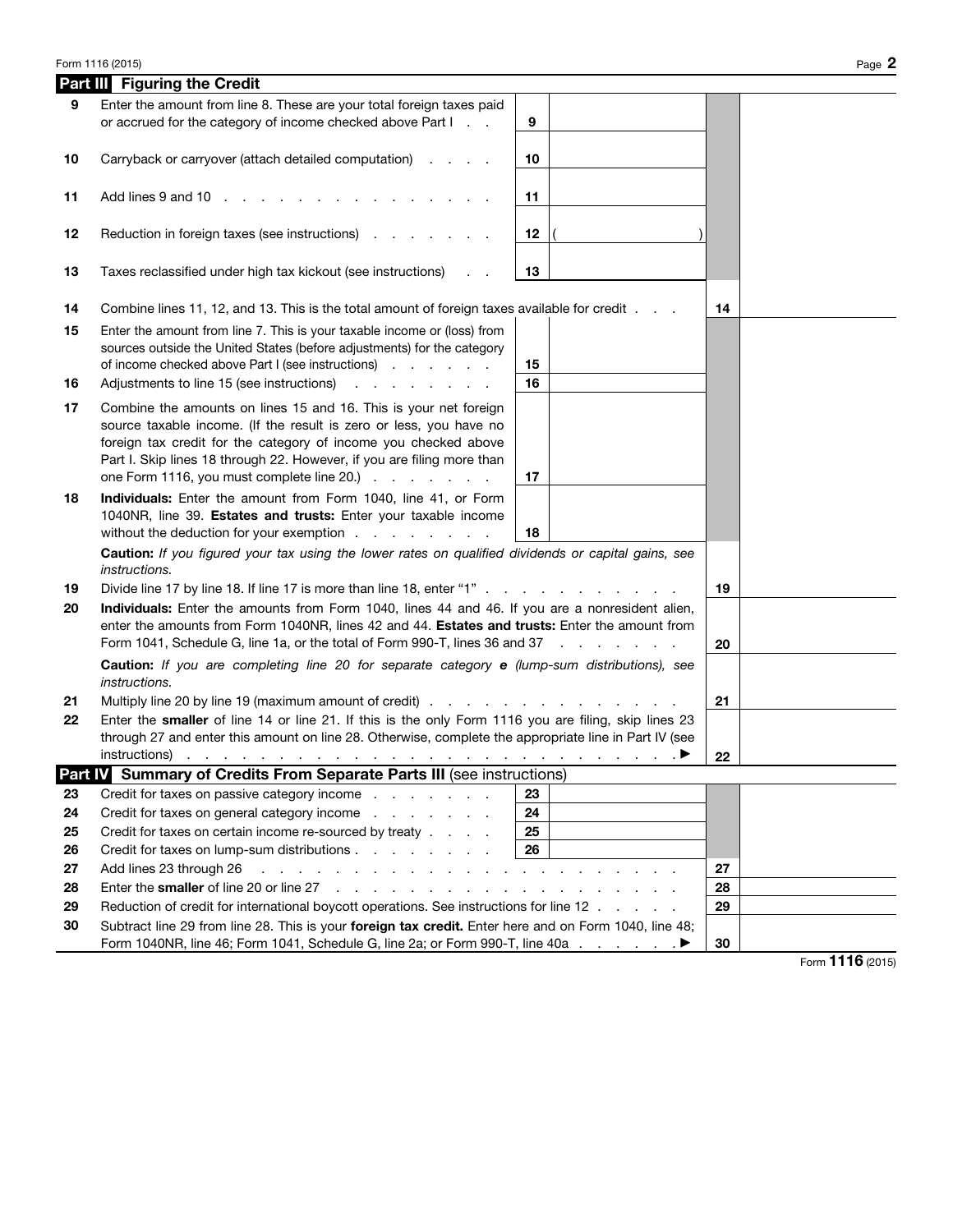## Part III Figuring the Credit

| | | | | | |
|---|---|---|---|---|---|
| 9 | Enter the amount from line 8. These are your total foreign taxes paid or accrued for the category of income checked above Part I | 9 | | | |
| 10 | Carryback or carryover (attach detailed computation) | 10 | | | |
| 11 | Add lines 9 and 10 | 11 | | | |
| 12 | Reduction in foreign taxes (see instructions) | 12 | ( ) | | |
| 13 | Taxes reclassified under high tax kickout (see instructions) | 13 | | | |
| 14 | Combine lines 11, 12, and 13. This is the total amount of foreign taxes available for credit | | | 14 | |
| 15 | Enter the amount from line 7. This is your taxable income or (loss) from sources outside the United States (before adjustments) for the category of income checked above Part I (see instructions) | 15 | | | |
| 16 | Adjustments to line 15 (see instructions) | 16 | | | |
| 17 | Combine the amounts on lines 15 and 16. This is your net foreign source taxable income. (If the result is zero or less, you have no foreign tax credit for the category of income you checked above Part I. Skip lines 18 through 22. However, if you are filing more than one Form 1116, you must complete line 20.) | 17 | | | |
| 18 | **Individuals:** Enter the amount from Form 1040, line 41, or Form 1040NR, line 39. **Estates and trusts:** Enter your taxable income without the deduction for your exemption | 18 | | | |
| | **Caution:** *If you figured your tax using the lower rates on qualified dividends or capital gains, see instructions.* | | | | |
| 19 | Divide line 17 by line 18. If line 17 is more than line 18, enter "1" | | | 19 | |
| 20 | **Individuals:** Enter the amounts from Form 1040, lines 44 and 46. If you are a nonresident alien, enter the amounts from Form 1040NR, lines 42 and 44. **Estates and trusts:** Enter the amount from Form 1041, Schedule G, line 1a, or the total of Form 990-T, lines 36 and 37 | | | 20 | |
| | **Caution:** *If you are completing line 20 for separate category **e** (lump-sum distributions), see instructions.* | | | | |
| 21 | Multiply line 20 by line 19 (maximum amount of credit) | | | 21 | |
| 22 | Enter the **smaller** of line 14 or line 21. If this is the only Form 1116 you are filing, skip lines 23 through 27 and enter this amount on line 28. Otherwise, complete the appropriate line in Part IV (see instructions) ▶ | | | 22 | |

## Part IV Summary of Credits From Separate Parts III (see instructions)

| | | | | | |
|---|---|---|---|---|---|
| 23 | Credit for taxes on passive category income | 23 | | | |
| 24 | Credit for taxes on general category income | 24 | | | |
| 25 | Credit for taxes on certain income re-sourced by treaty | 25 | | | |
| 26 | Credit for taxes on lump-sum distributions | 26 | | | |
| 27 | Add lines 23 through 26 | | | 27 | |
| 28 | Enter the **smaller** of line 20 or line 27 | | | 28 | |
| 29 | Reduction of credit for international boycott operations. See instructions for line 12 | | | 29 | |
| 30 | Subtract line 29 from line 28. This is your **foreign tax credit.** Enter here and on Form 1040, line 48; Form 1040NR, line 46; Form 1041, Schedule G, line 2a; or Form 990-T, line 40a ▶ | | | 30 | |

Form **1116** (2015)